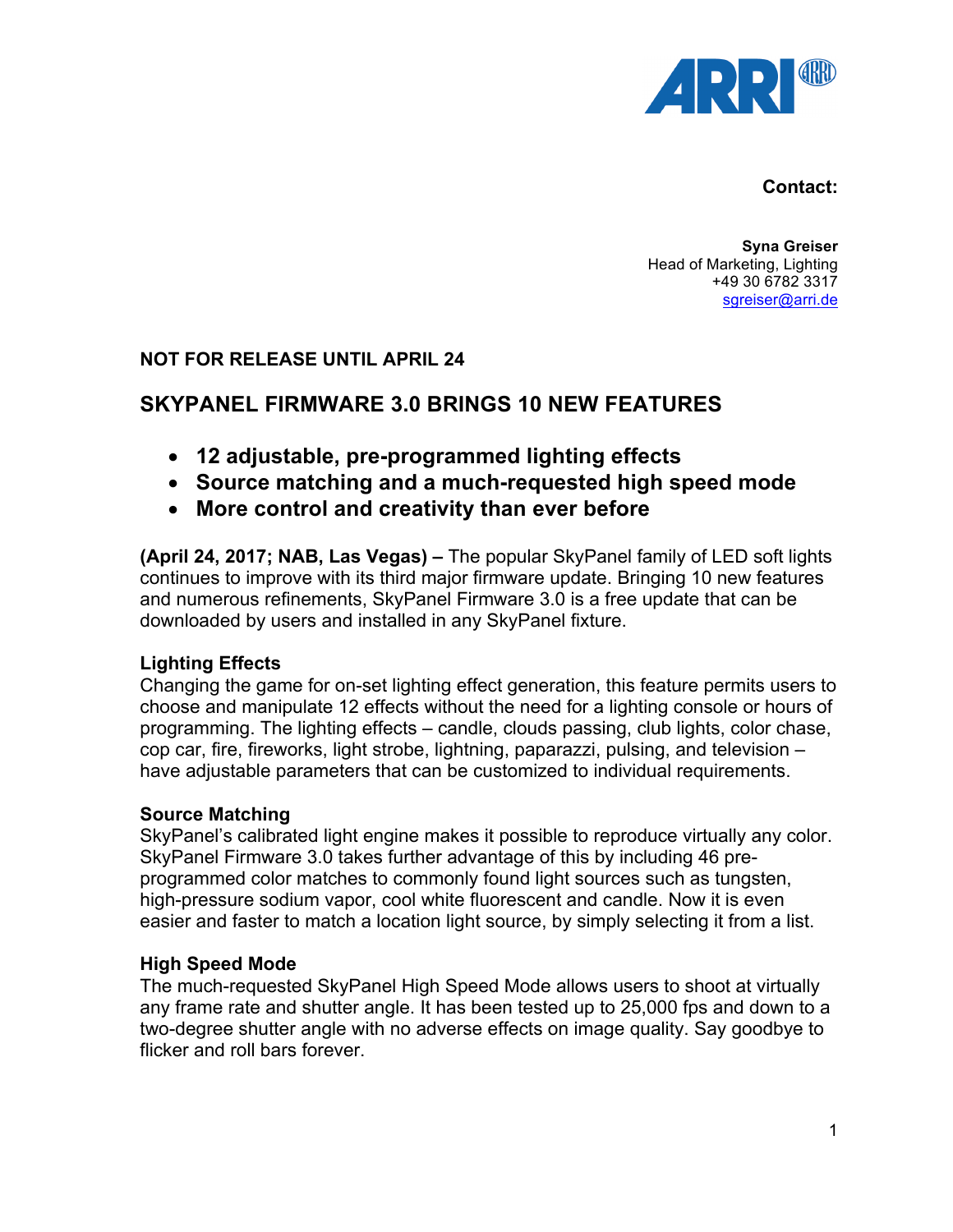**Contact:**

**Syna Greiser**
Head of Marketing, Lighting
+49 30 6782 3317
sgreiser@arri.de

**NOT FOR RELEASE UNTIL APRIL 24**

## SKYPANEL FIRMWARE 3.0 BRINGS 10 NEW FEATURES

- **12 adjustable, pre-programmed lighting effects**
- **Source matching and a much-requested high speed mode**
- **More control and creativity than ever before**

**(April 24, 2017; NAB, Las Vegas) –** The popular SkyPanel family of LED soft lights continues to improve with its third major firmware update. Bringing 10 new features and numerous refinements, SkyPanel Firmware 3.0 is a free update that can be downloaded by users and installed in any SkyPanel fixture.

**Lighting Effects**
Changing the game for on-set lighting effect generation, this feature permits users to choose and manipulate 12 effects without the need for a lighting console or hours of programming. The lighting effects – candle, clouds passing, club lights, color chase, cop car, fire, fireworks, light strobe, lightning, paparazzi, pulsing, and television – have adjustable parameters that can be customized to individual requirements.

**Source Matching**
SkyPanel's calibrated light engine makes it possible to reproduce virtually any color. SkyPanel Firmware 3.0 takes further advantage of this by including 46 pre-programmed color matches to commonly found light sources such as tungsten, high-pressure sodium vapor, cool white fluorescent and candle. Now it is even easier and faster to match a location light source, by simply selecting it from a list.

**High Speed Mode**
The much-requested SkyPanel High Speed Mode allows users to shoot at virtually any frame rate and shutter angle. It has been tested up to 25,000 fps and down to a two-degree shutter angle with no adverse effects on image quality. Say goodbye to flicker and roll bars forever.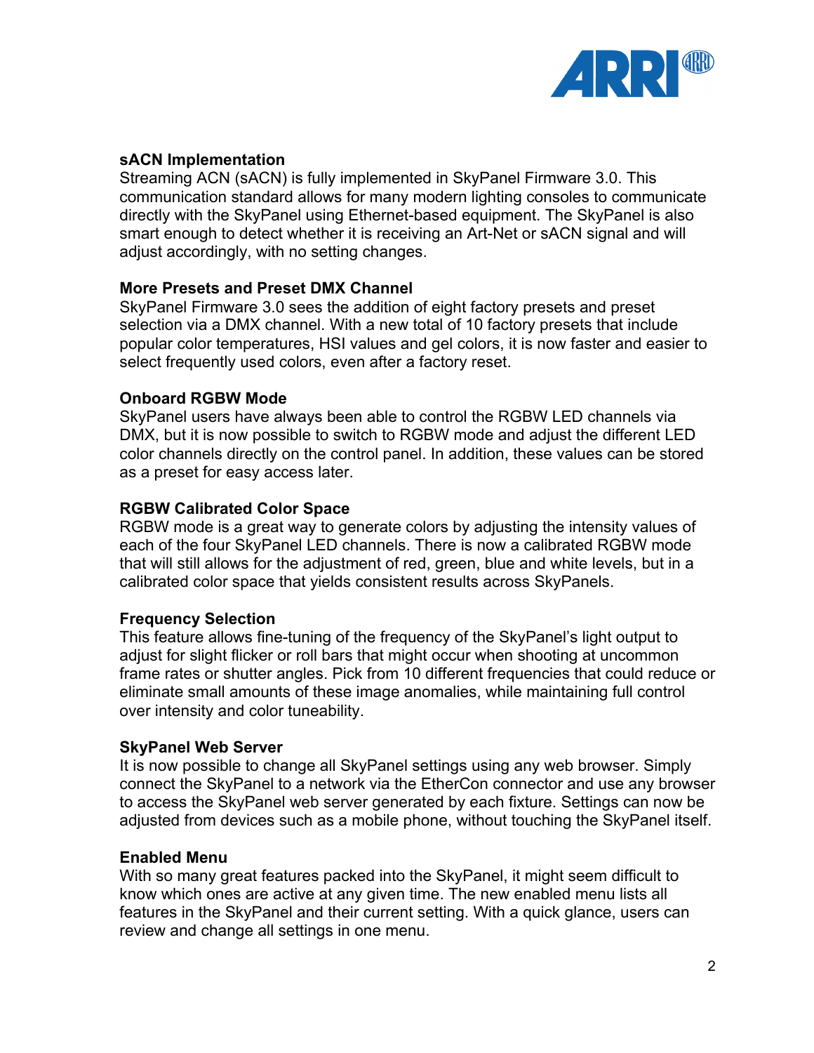### sACN Implementation

Streaming ACN (sACN) is fully implemented in SkyPanel Firmware 3.0. This communication standard allows for many modern lighting consoles to communicate directly with the SkyPanel using Ethernet-based equipment. The SkyPanel is also smart enough to detect whether it is receiving an Art-Net or sACN signal and will adjust accordingly, with no setting changes.

### More Presets and Preset DMX Channel

SkyPanel Firmware 3.0 sees the addition of eight factory presets and preset selection via a DMX channel. With a new total of 10 factory presets that include popular color temperatures, HSI values and gel colors, it is now faster and easier to select frequently used colors, even after a factory reset.

### Onboard RGBW Mode

SkyPanel users have always been able to control the RGBW LED channels via DMX, but it is now possible to switch to RGBW mode and adjust the different LED color channels directly on the control panel. In addition, these values can be stored as a preset for easy access later.

### RGBW Calibrated Color Space

RGBW mode is a great way to generate colors by adjusting the intensity values of each of the four SkyPanel LED channels. There is now a calibrated RGBW mode that will still allows for the adjustment of red, green, blue and white levels, but in a calibrated color space that yields consistent results across SkyPanels.

### Frequency Selection

This feature allows fine-tuning of the frequency of the SkyPanel's light output to adjust for slight flicker or roll bars that might occur when shooting at uncommon frame rates or shutter angles. Pick from 10 different frequencies that could reduce or eliminate small amounts of these image anomalies, while maintaining full control over intensity and color tuneability.

### SkyPanel Web Server

It is now possible to change all SkyPanel settings using any web browser. Simply connect the SkyPanel to a network via the EtherCon connector and use any browser to access the SkyPanel web server generated by each fixture. Settings can now be adjusted from devices such as a mobile phone, without touching the SkyPanel itself.

### Enabled Menu

With so many great features packed into the SkyPanel, it might seem difficult to know which ones are active at any given time. The new enabled menu lists all features in the SkyPanel and their current setting. With a quick glance, users can review and change all settings in one menu.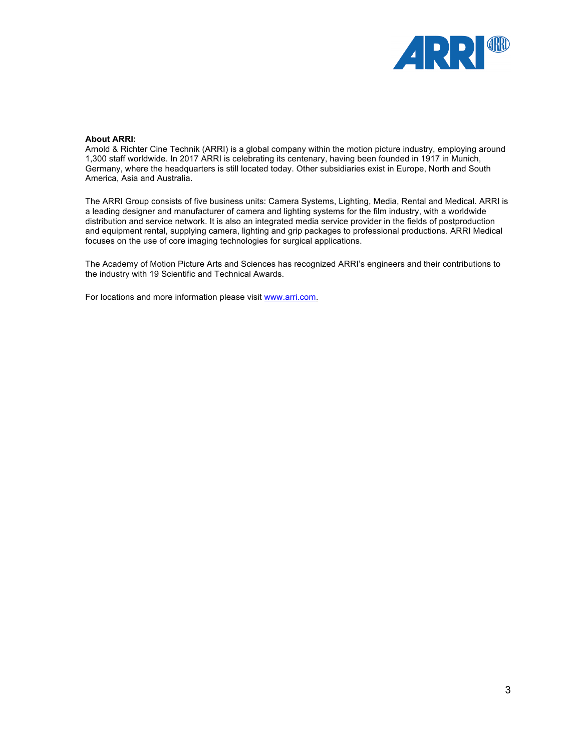**About ARRI:**
Arnold & Richter Cine Technik (ARRI) is a global company within the motion picture industry, employing around 1,300 staff worldwide. In 2017 ARRI is celebrating its centenary, having been founded in 1917 in Munich, Germany, where the headquarters is still located today. Other subsidiaries exist in Europe, North and South America, Asia and Australia.

The ARRI Group consists of five business units: Camera Systems, Lighting, Media, Rental and Medical. ARRI is a leading designer and manufacturer of camera and lighting systems for the film industry, with a worldwide distribution and service network. It is also an integrated media service provider in the fields of postproduction and equipment rental, supplying camera, lighting and grip packages to professional productions. ARRI Medical focuses on the use of core imaging technologies for surgical applications.

The Academy of Motion Picture Arts and Sciences has recognized ARRI's engineers and their contributions to the industry with 19 Scientific and Technical Awards.

For locations and more information please visit www.arri.com.